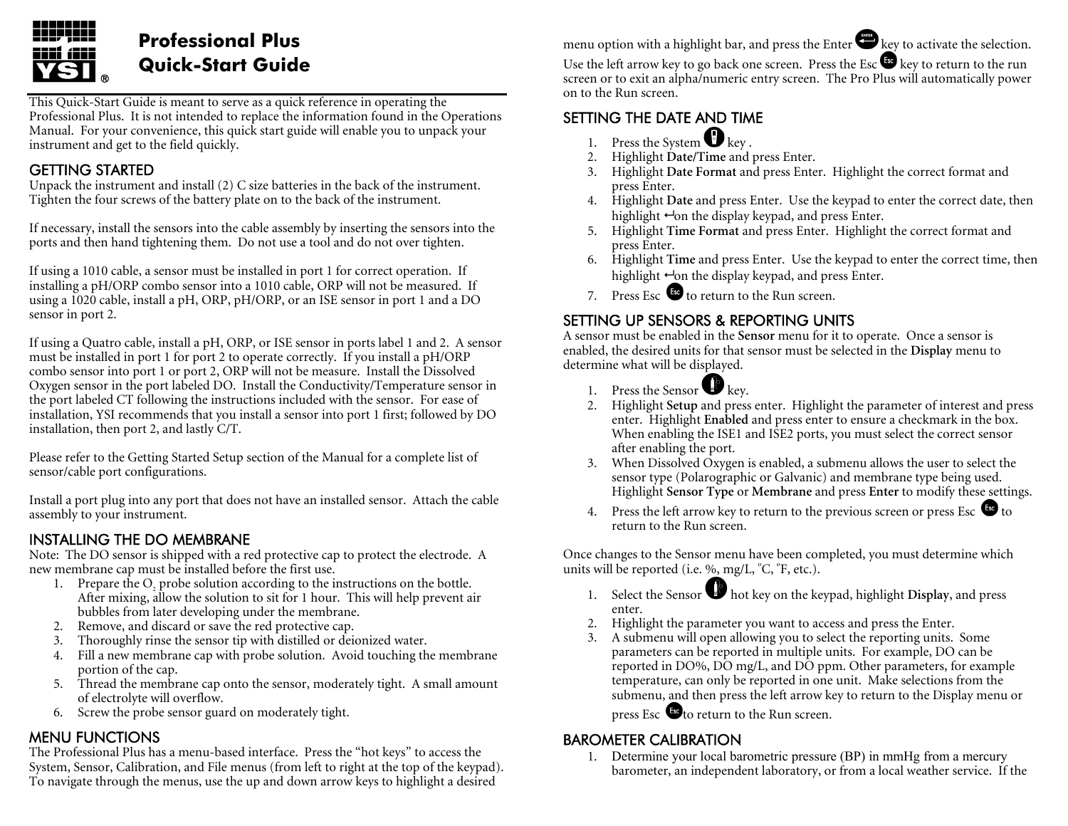# Professional Plus Quick-Start Guide

This Quick-Start Guide is meant to serve as a quick reference in operating the Professional Plus. It is not intended to replace the information found in the Operations Manual. For your convenience, this quick start guide will enable you to unpack your instrument and get to the field quickly.

## GETTING STARTED

Unpack the instrument and install (2) C size batteries in the back of the instrument. Tighten the four screws of the battery plate on to the back of the instrument.

If necessary, install the sensors into the cable assembly by inserting the sensors into the ports and then hand tightening them. Do not use a tool and do not over tighten.

If using a 1010 cable, a sensor must be installed in port 1 for correct operation. If installing a pH/ORP combo sensor into a 1010 cable, ORP will not be measured. If using a 1020 cable, install a pH, ORP, pH/ORP, or an ISE sensor in port 1 and a DO sensor in port 2.

If using a Quatro cable, install a pH, ORP, or ISE sensor in ports label 1 and 2. A sensor must be installed in port 1 for port 2 to operate correctly. If you install a pH/ORP combo sensor into port 1 or port 2, ORP will not be measure. Install the Dissolved Oxygen sensor in the port labeled DO. Install the Conductivity/Temperature sensor in the port labeled CT following the instructions included with the sensor. For ease of installation, YSI recommends that you install a sensor into port 1 first; followed by DO installation, then port 2, and lastly C/T.

Please refer to the Getting Started Setup section of the Manual for a complete list of sensor/cable port configurations.

Install a port plug into any port that does not have an installed sensor. Attach the cable assembly to your instrument.

## INSTALLING THE DO MEMBRANE

Note: The DO sensor is shipped with a red protective cap to protect the electrode. A new membrane cap must be installed before the first use.

1. Prepare the $O_2$ probe solution according to the instructions on the bottle. After mixing, allow the solution to sit for 1 hour. This will help prevent air bubbles from later developing under the membrane.
2. Remove, and discard or save the red protective cap.
3. Thoroughly rinse the sensor tip with distilled or deionized water.
4. Fill a new membrane cap with probe solution. Avoid touching the membrane portion of the cap.
5. Thread the membrane cap onto the sensor, moderately tight. A small amount of electrolyte will overflow.
6. Screw the probe sensor guard on moderately tight.

## MENU FUNCTIONS

The Professional Plus has a menu-based interface. Press the “hot keys” to access the System, Sensor, Calibration, and File menus (from left to right at the top of the keypad). To navigate through the menus, use the up and down arrow keys to highlight a desired menu option with a highlight bar, and press the Enter key to activate the selection. Use the left arrow key to go back one screen. Press the Esc key to return to the run screen or to exit an alpha/numeric entry screen. The Pro Plus will automatically power on to the Run screen.

## SETTING THE DATE AND TIME

1. Press the System key .
2. Highlight **Date/Time** and press Enter.
3. Highlight **Date Format** and press Enter. Highlight the correct format and press Enter.
4. Highlight **Date** and press Enter. Use the keypad to enter the correct date, then highlight ↵on the display keypad, and press Enter.
5. Highlight **Time Format** and press Enter. Highlight the correct format and press Enter.
6. Highlight **Time** and press Enter. Use the keypad to enter the correct time, then highlight ↵on the display keypad, and press Enter.
7. Press Esc to return to the Run screen.

## SETTING UP SENSORS & REPORTING UNITS

A sensor must be enabled in the **Sensor** menu for it to operate. Once a sensor is enabled, the desired units for that sensor must be selected in the **Display** menu to determine what will be displayed.

1. Press the Sensor key.
2. Highlight **Setup** and press enter. Highlight the parameter of interest and press enter. Highlight **Enabled** and press enter to ensure a checkmark in the box. When enabling the ISE1 and ISE2 ports, you must select the correct sensor after enabling the port.
3. When Dissolved Oxygen is enabled, a submenu allows the user to select the sensor type (Polarographic or Galvanic) and membrane type being used. Highlight **Sensor Type** or **Membrane** and press **Enter** to modify these settings.
4. Press the left arrow key to return to the previous screen or press Esc to return to the Run screen.

Once changes to the Sensor menu have been completed, you must determine which units will be reported (i.e. %, mg/L, °C, °F, etc.).

1. Select the Sensor hot key on the keypad, highlight **Display**, and press enter.
2. Highlight the parameter you want to access and press the Enter.
3. A submenu will open allowing you to select the reporting units. Some parameters can be reported in multiple units. For example, DO can be reported in DO%, DO mg/L, and DO ppm. Other parameters, for example temperature, can only be reported in one unit. Make selections from the submenu, and then press the left arrow key to return to the Display menu or press Esc to return to the Run screen.

## BAROMETER CALIBRATION

1. Determine your local barometric pressure (BP) in mmHg from a mercury barometer, an independent laboratory, or from a local weather service. If the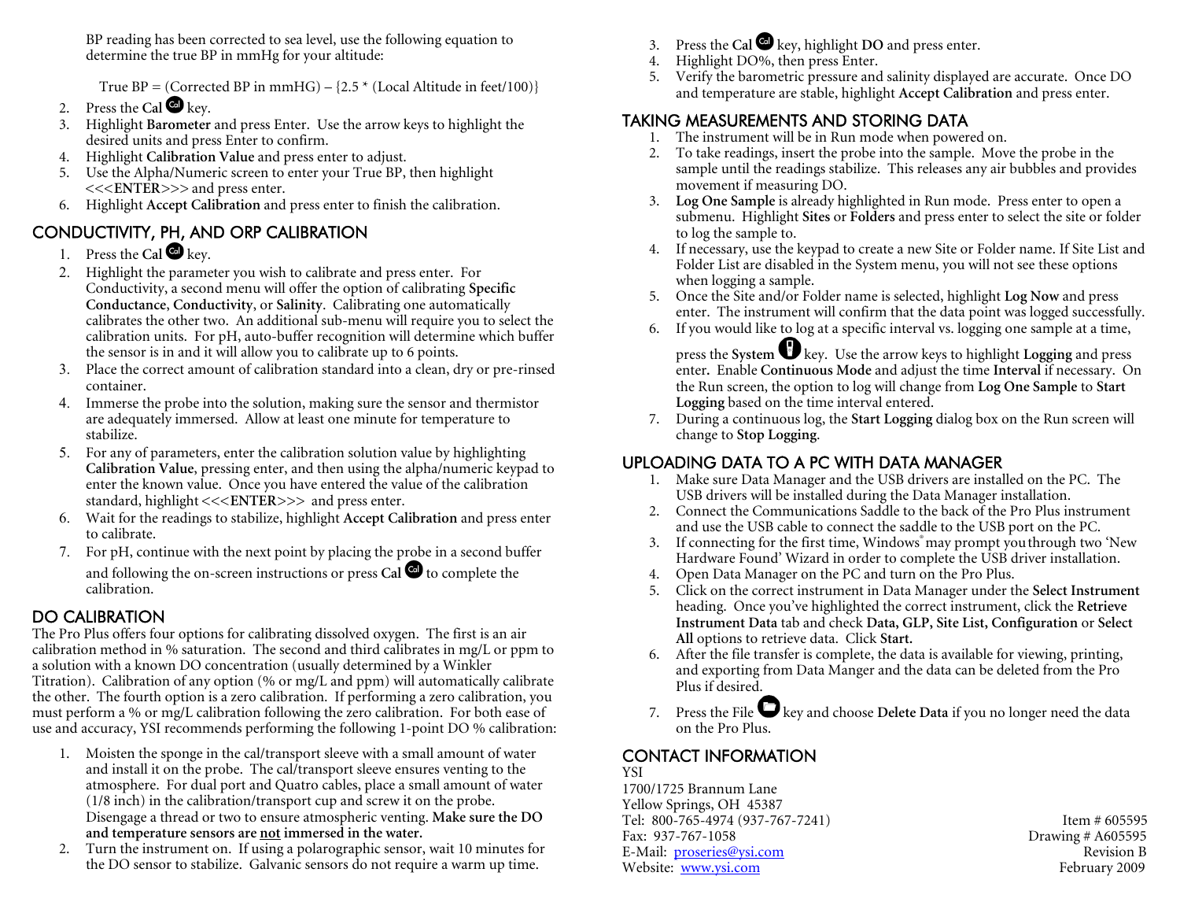BP reading has been corrected to sea level, use the following equation to determine the true BP in mmHg for your altitude:

True BP = (Corrected BP in mmHG) – {2.5 * (Local Altitude in feet/100)}

2. Press the **Cal** key.
3. Highlight **Barometer** and press Enter. Use the arrow keys to highlight the desired units and press Enter to confirm.
4. Highlight **Calibration Value** and press enter to adjust.
5. Use the Alpha/Numeric screen to enter your True BP, then highlight <<<**ENTER**>>> and press enter.
6. Highlight **Accept Calibration** and press enter to finish the calibration.

## CONDUCTIVITY, PH, AND ORP CALIBRATION

1. Press the **Cal** key.
2. Highlight the parameter you wish to calibrate and press enter. For Conductivity, a second menu will offer the option of calibrating **Specific Conductance**, **Conductivity**, or **Salinity**. Calibrating one automatically calibrates the other two. An additional sub-menu will require you to select the calibration units. For pH, auto-buffer recognition will determine which buffer the sensor is in and it will allow you to calibrate up to 6 points.
3. Place the correct amount of calibration standard into a clean, dry or pre-rinsed container.
4. Immerse the probe into the solution, making sure the sensor and thermistor are adequately immersed. Allow at least one minute for temperature to stabilize.
5. For any of parameters, enter the calibration solution value by highlighting **Calibration Value**, pressing enter, and then using the alpha/numeric keypad to enter the known value. Once you have entered the value of the calibration standard, highlight <<<**ENTER**>>> and press enter.
6. Wait for the readings to stabilize, highlight **Accept Calibration** and press enter to calibrate.
7. For pH, continue with the next point by placing the probe in a second buffer and following the on-screen instructions or press **Cal** to complete the calibration.

## DO CALIBRATION

The Pro Plus offers four options for calibrating dissolved oxygen. The first is an air calibration method in % saturation. The second and third calibrates in mg/L or ppm to a solution with a known DO concentration (usually determined by a Winkler Titration). Calibration of any option (% or mg/L and ppm) will automatically calibrate the other. The fourth option is a zero calibration. If performing a zero calibration, you must perform a % or mg/L calibration following the zero calibration. For both ease of use and accuracy, YSI recommends performing the following 1-point DO % calibration:

1. Moisten the sponge in the cal/transport sleeve with a small amount of water and install it on the probe. The cal/transport sleeve ensures venting to the atmosphere. For dual port and Quatro cables, place a small amount of water (1/8 inch) in the calibration/transport cup and screw it on the probe. Disengage a thread or two to ensure atmospheric venting. **Make sure the DO and temperature sensors are <u>not</u> immersed in the water.**
2. Turn the instrument on. If using a polarographic sensor, wait 10 minutes for the DO sensor to stabilize. Galvanic sensors do not require a warm up time.
3. Press the **Cal** key, highlight **DO** and press enter.
4. Highlight DO%, then press Enter.
5. Verify the barometric pressure and salinity displayed are accurate. Once DO and temperature are stable, highlight **Accept Calibration** and press enter.

## TAKING MEASUREMENTS AND STORING DATA

1. The instrument will be in Run mode when powered on.
2. To take readings, insert the probe into the sample. Move the probe in the sample until the readings stabilize. This releases any air bubbles and provides movement if measuring DO.
3. **Log One Sample** is already highlighted in Run mode. Press enter to open a submenu. Highlight **Sites** or **Folders** and press enter to select the site or folder to log the sample to.
4. If necessary, use the keypad to create a new Site or Folder name. If Site List and Folder List are disabled in the System menu, you will not see these options when logging a sample.
5. Once the Site and/or Folder name is selected, highlight **Log Now** and press enter. The instrument will confirm that the data point was logged successfully.
6. If you would like to log at a specific interval vs. logging one sample at a time, press the **System** key. Use the arrow keys to highlight **Logging** and press enter. Enable **Continuous Mode** and adjust the time **Interval** if necessary. On the Run screen, the option to log will change from **Log One Sample** to **Start Logging** based on the time interval entered.
7. During a continuous log, the **Start Logging** dialog box on the Run screen will change to **Stop Logging**.

## UPLOADING DATA TO A PC WITH DATA MANAGER

1. Make sure Data Manager and the USB drivers are installed on the PC. The USB drivers will be installed during the Data Manager installation.
2. Connect the Communications Saddle to the back of the Pro Plus instrument and use the USB cable to connect the saddle to the USB port on the PC.
3. If connecting for the first time, Windows® may prompt you through two 'New Hardware Found' Wizard in order to complete the USB driver installation.
4. Open Data Manager on the PC and turn on the Pro Plus.
5. Click on the correct instrument in Data Manager under the **Select Instrument** heading. Once you've highlighted the correct instrument, click the **Retrieve Instrument Data** tab and check **Data, GLP, Site List, Configuration** or **Select All** options to retrieve data. Click **Start.**
6. After the file transfer is complete, the data is available for viewing, printing, and exporting from Data Manger and the data can be deleted from the Pro Plus if desired.
7. Press the File key and choose **Delete Data** if you no longer need the data on the Pro Plus.

## CONTACT INFORMATION

YSI
1700/1725 Brannum Lane
Yellow Springs, OH 45387
Tel: 800-765-4974 (937-767-7241)
Fax: 937-767-1058
E-Mail: proseries@ysi.com
Website: www.ysi.com

Item # 605595
Drawing # A605595
Revision B
February 2009